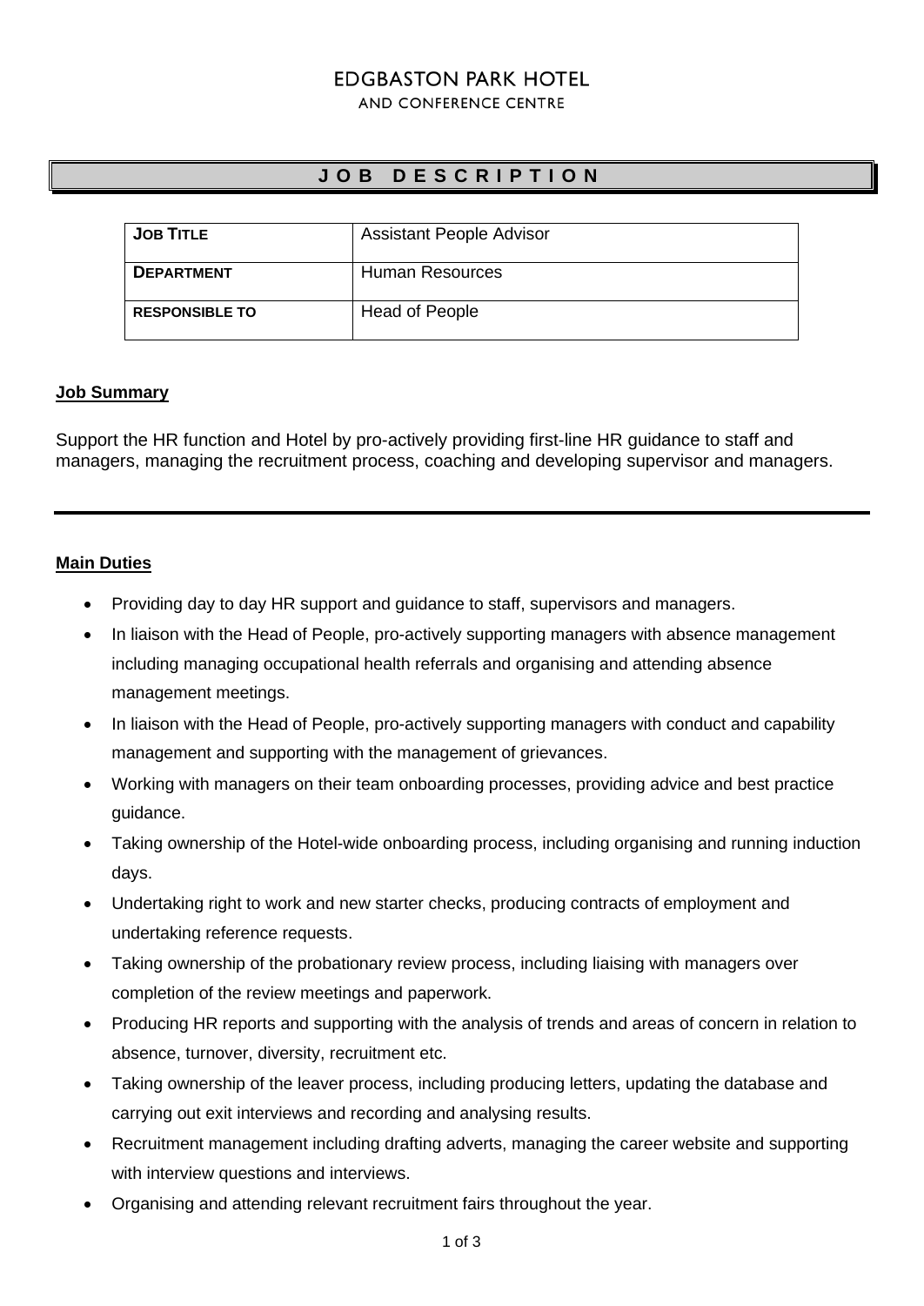# EDGBASTON PARK HOTEL

AND CONFERENCE CENTRE

## JOB DESCRIPTION

| **JOB TITLE** | Assistant People Advisor |
|---|---|
| **DEPARTMENT** | Human Resources |
| **RESPONSIBLE TO** | Head of People |

**Job Summary**

Support the HR function and Hotel by pro-actively providing first-line HR guidance to staff and managers, managing the recruitment process, coaching and developing supervisor and managers.

---

**Main Duties**

- Providing day to day HR support and guidance to staff, supervisors and managers.
- In liaison with the Head of People, pro-actively supporting managers with absence management including managing occupational health referrals and organising and attending absence management meetings.
- In liaison with the Head of People, pro-actively supporting managers with conduct and capability management and supporting with the management of grievances.
- Working with managers on their team onboarding processes, providing advice and best practice guidance.
- Taking ownership of the Hotel-wide onboarding process, including organising and running induction days.
- Undertaking right to work and new starter checks, producing contracts of employment and undertaking reference requests.
- Taking ownership of the probationary review process, including liaising with managers over completion of the review meetings and paperwork.
- Producing HR reports and supporting with the analysis of trends and areas of concern in relation to absence, turnover, diversity, recruitment etc.
- Taking ownership of the leaver process, including producing letters, updating the database and carrying out exit interviews and recording and analysing results.
- Recruitment management including drafting adverts, managing the career website and supporting with interview questions and interviews.
- Organising and attending relevant recruitment fairs throughout the year.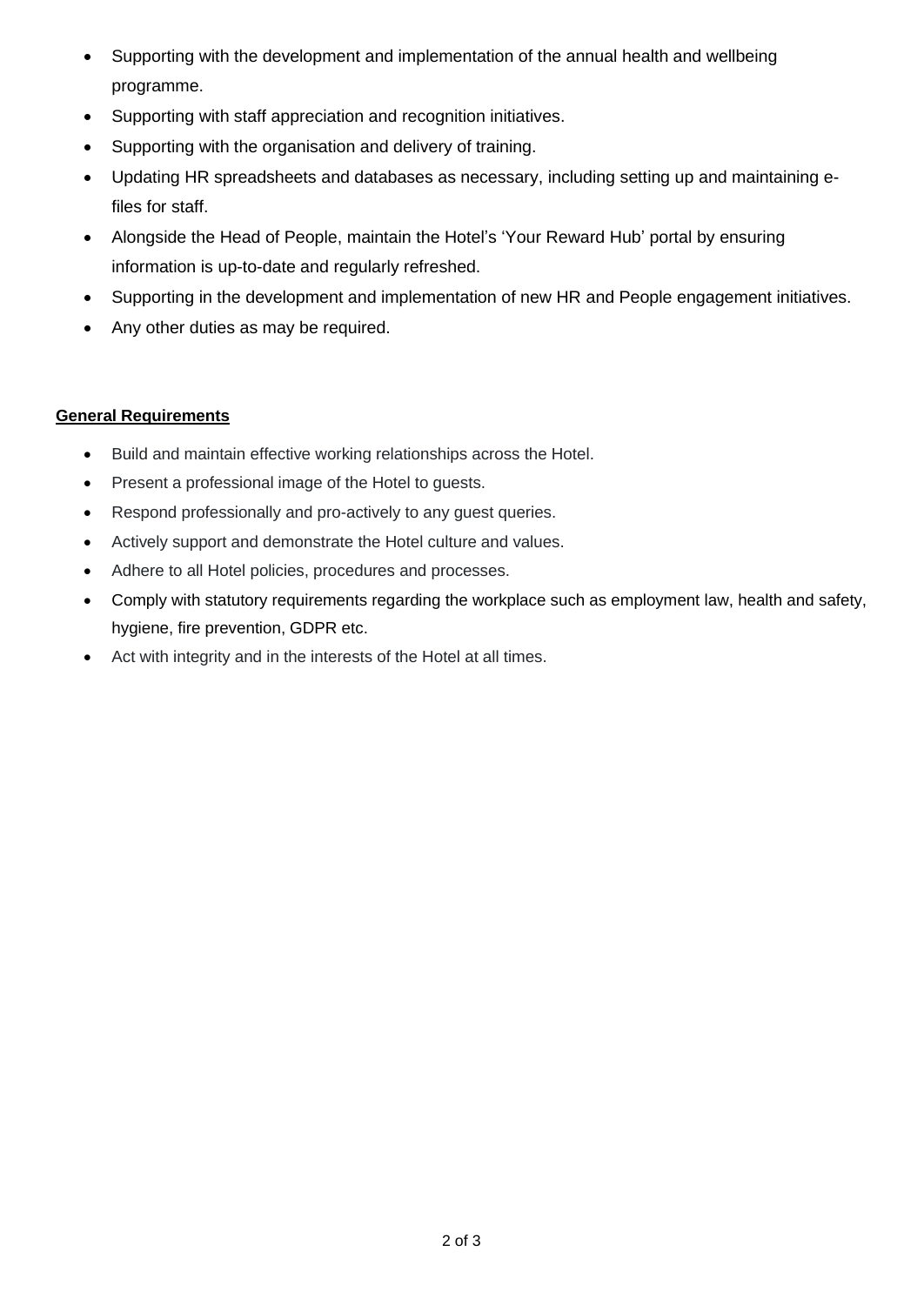- Supporting with the development and implementation of the annual health and wellbeing programme.
- Supporting with staff appreciation and recognition initiatives.
- Supporting with the organisation and delivery of training.
- Updating HR spreadsheets and databases as necessary, including setting up and maintaining e-files for staff.
- Alongside the Head of People, maintain the Hotel's 'Your Reward Hub' portal by ensuring information is up-to-date and regularly refreshed.
- Supporting in the development and implementation of new HR and People engagement initiatives.
- Any other duties as may be required.

**General Requirements**

- Build and maintain effective working relationships across the Hotel.
- Present a professional image of the Hotel to guests.
- Respond professionally and pro-actively to any guest queries.
- Actively support and demonstrate the Hotel culture and values.
- Adhere to all Hotel policies, procedures and processes.
- Comply with statutory requirements regarding the workplace such as employment law, health and safety, hygiene, fire prevention, GDPR etc.
- Act with integrity and in the interests of the Hotel at all times.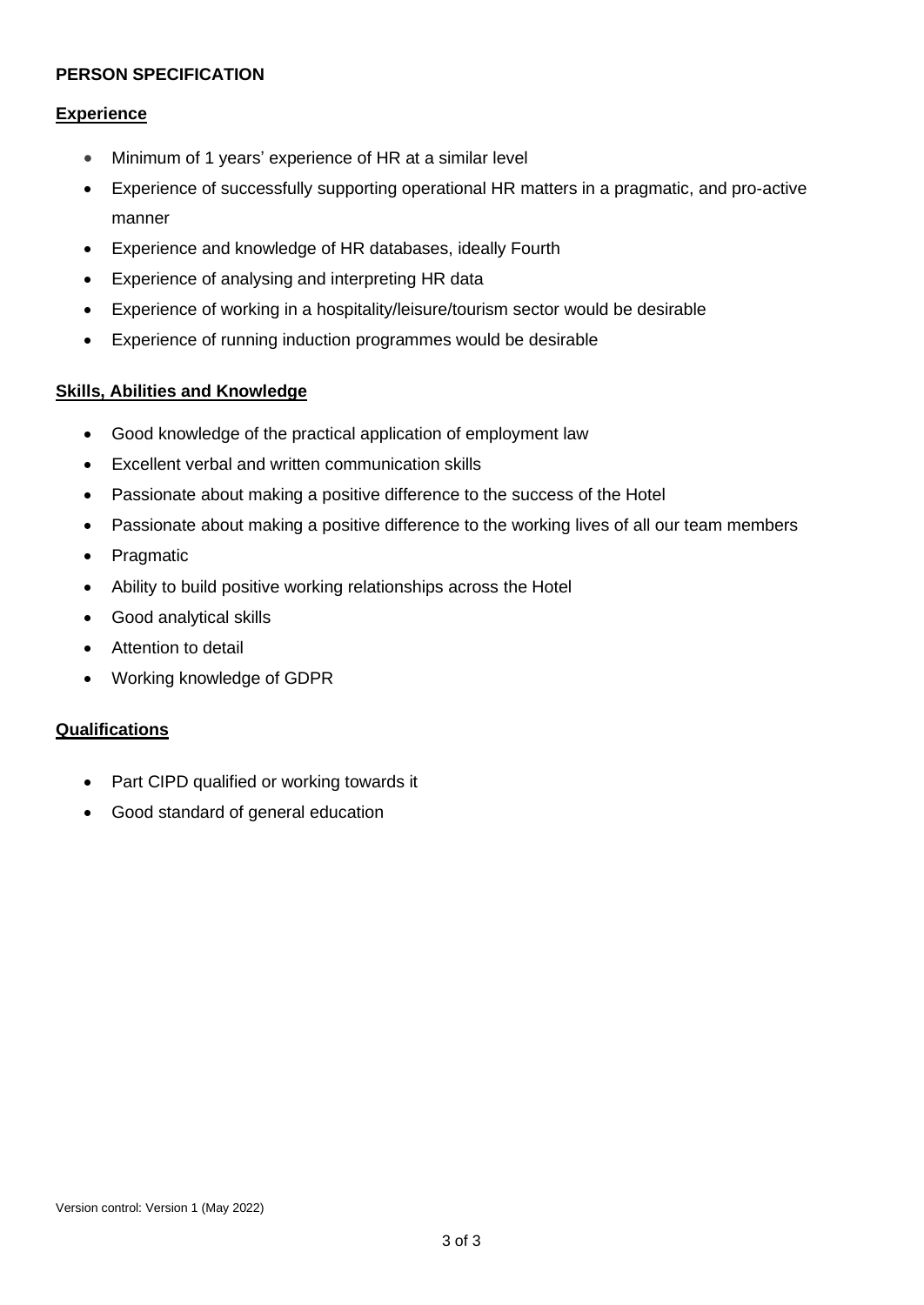**PERSON SPECIFICATION**

**Experience**

- Minimum of 1 years' experience of HR at a similar level
- Experience of successfully supporting operational HR matters in a pragmatic, and pro-active manner
- Experience and knowledge of HR databases, ideally Fourth
- Experience of analysing and interpreting HR data
- Experience of working in a hospitality/leisure/tourism sector would be desirable
- Experience of running induction programmes would be desirable

**Skills, Abilities and Knowledge**

- Good knowledge of the practical application of employment law
- Excellent verbal and written communication skills
- Passionate about making a positive difference to the success of the Hotel
- Passionate about making a positive difference to the working lives of all our team members
- Pragmatic
- Ability to build positive working relationships across the Hotel
- Good analytical skills
- Attention to detail
- Working knowledge of GDPR

**Qualifications**

- Part CIPD qualified or working towards it
- Good standard of general education

Version control: Version 1 (May 2022)